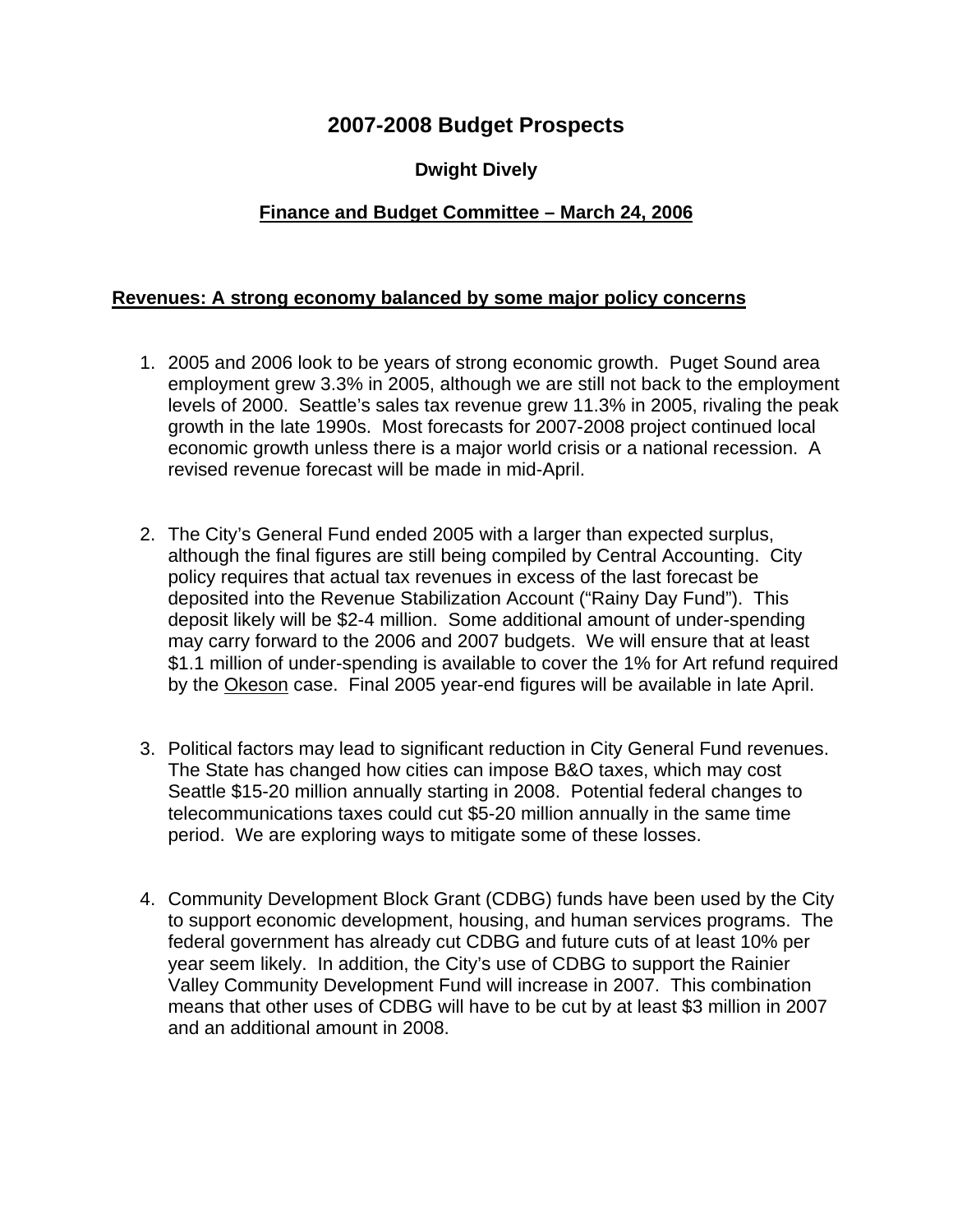# 2007-2008 Budget Prospects

**Dwight Dively**

**<u>Finance and Budget Committee – March 24, 2006</u>**

## <u>Revenues: A strong economy balanced by some major policy concerns</u>

1. 2005 and 2006 look to be years of strong economic growth. Puget Sound area employment grew 3.3% in 2005, although we are still not back to the employment levels of 2000. Seattle's sales tax revenue grew 11.3% in 2005, rivaling the peak growth in the late 1990s. Most forecasts for 2007-2008 project continued local economic growth unless there is a major world crisis or a national recession. A revised revenue forecast will be made in mid-April.

2. The City's General Fund ended 2005 with a larger than expected surplus, although the final figures are still being compiled by Central Accounting. City policy requires that actual tax revenues in excess of the last forecast be deposited into the Revenue Stabilization Account ("Rainy Day Fund"). This deposit likely will be $2-4 million. Some additional amount of under-spending may carry forward to the 2006 and 2007 budgets. We will ensure that at least $1.1 million of under-spending is available to cover the 1% for Art refund required by the <u>Okeson</u> case. Final 2005 year-end figures will be available in late April.

3. Political factors may lead to significant reduction in City General Fund revenues. The State has changed how cities can impose B&O taxes, which may cost Seattle $15-20 million annually starting in 2008. Potential federal changes to telecommunications taxes could cut $5-20 million annually in the same time period. We are exploring ways to mitigate some of these losses.

4. Community Development Block Grant (CDBG) funds have been used by the City to support economic development, housing, and human services programs. The federal government has already cut CDBG and future cuts of at least 10% per year seem likely. In addition, the City's use of CDBG to support the Rainier Valley Community Development Fund will increase in 2007. This combination means that other uses of CDBG will have to be cut by at least $3 million in 2007 and an additional amount in 2008.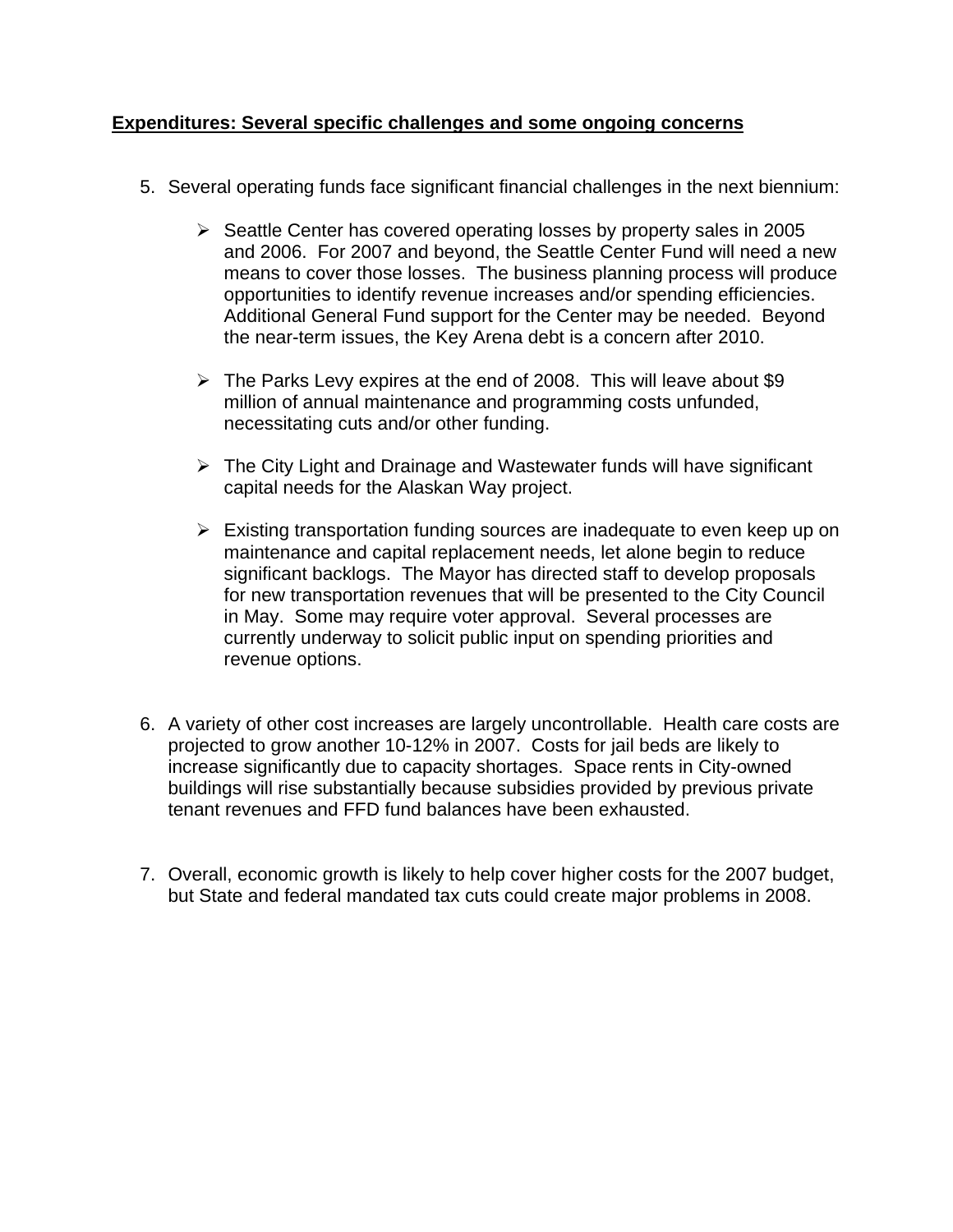**<u>Expenditures: Several specific challenges and some ongoing concerns</u>**

5. Several operating funds face significant financial challenges in the next biennium:

   - Seattle Center has covered operating losses by property sales in 2005 and 2006. For 2007 and beyond, the Seattle Center Fund will need a new means to cover those losses. The business planning process will produce opportunities to identify revenue increases and/or spending efficiencies. Additional General Fund support for the Center may be needed. Beyond the near-term issues, the Key Arena debt is a concern after 2010.

   - The Parks Levy expires at the end of 2008. This will leave about $9 million of annual maintenance and programming costs unfunded, necessitating cuts and/or other funding.

   - The City Light and Drainage and Wastewater funds will have significant capital needs for the Alaskan Way project.

   - Existing transportation funding sources are inadequate to even keep up on maintenance and capital replacement needs, let alone begin to reduce significant backlogs. The Mayor has directed staff to develop proposals for new transportation revenues that will be presented to the City Council in May. Some may require voter approval. Several processes are currently underway to solicit public input on spending priorities and revenue options.

6. A variety of other cost increases are largely uncontrollable. Health care costs are projected to grow another 10-12% in 2007. Costs for jail beds are likely to increase significantly due to capacity shortages. Space rents in City-owned buildings will rise substantially because subsidies provided by previous private tenant revenues and FFD fund balances have been exhausted.

7. Overall, economic growth is likely to help cover higher costs for the 2007 budget, but State and federal mandated tax cuts could create major problems in 2008.